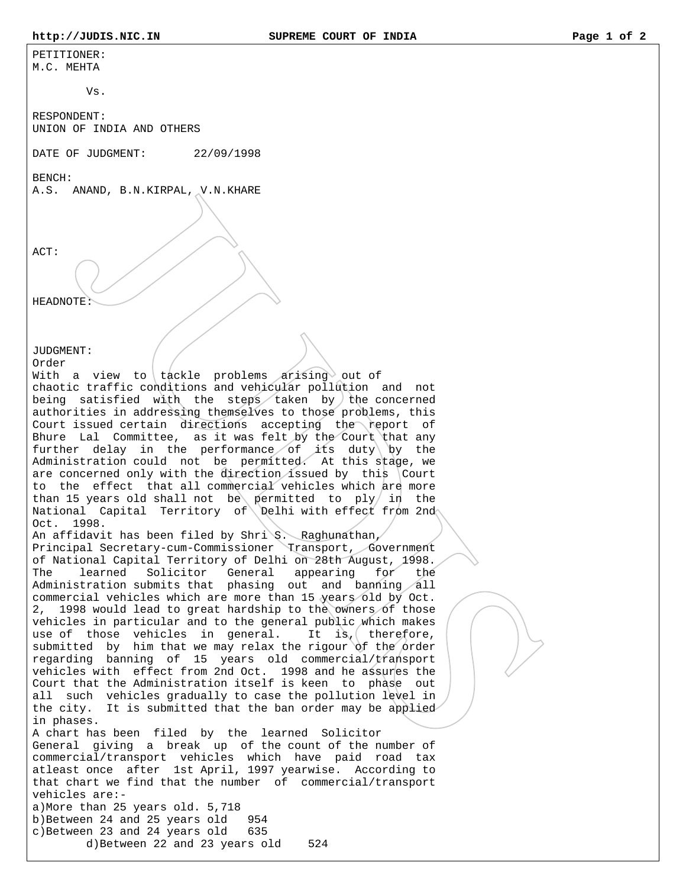PETITIONER:
M.C. MEHTA

Vs.

RESPONDENT:
UNION OF INDIA AND OTHERS

DATE OF JUDGMENT: 22/09/1998

BENCH:
A.S. ANAND, B.N.KIRPAL, V.N.KHARE

ACT:

HEADNOTE:

JUDGMENT:
Order
With a view to tackle problems arising out of chaotic traffic conditions and vehicular pollution and not being satisfied with the steps taken by the concerned authorities in addressing themselves to those problems, this Court issued certain directions accepting the report of Bhure Lal Committee, as it was felt by the Court that any further delay in the performance of its duty by the Administration could not be permitted. At this stage, we are concerned only with the direction issued by this Court to the effect that all commercial vehicles which are more than 15 years old shall not be permitted to ply in the National Capital Territory of Delhi with effect from 2nd Oct. 1998.
An affidavit has been filed by Shri S. Raghunathan, Principal Secretary-cum-Commissioner Transport, Government of National Capital Territory of Delhi on 28th August, 1998. The learned Solicitor General appearing for the Administration submits that phasing out and banning all commercial vehicles which are more than 15 years old by Oct. 2, 1998 would lead to great hardship to the owners of those vehicles in particular and to the general public which makes use of those vehicles in general. It is, therefore, submitted by him that we may relax the rigour of the order regarding banning of 15 years old commercial/transport vehicles with effect from 2nd Oct. 1998 and he assures the Court that the Administration itself is keen to phase out all such vehicles gradually to case the pollution level in the city. It is submitted that the ban order may be applied in phases.
A chart has been filed by the learned Solicitor General giving a break up of the count of the number of commercial/transport vehicles which have paid road tax atleast once after 1st April, 1997 yearwise. According to that chart we find that the number of commercial/transport vehicles are:-
a)More than 25 years old. 5,718
b)Between 24 and 25 years old 954
c)Between 23 and 24 years old 635
d)Between 22 and 23 years old 524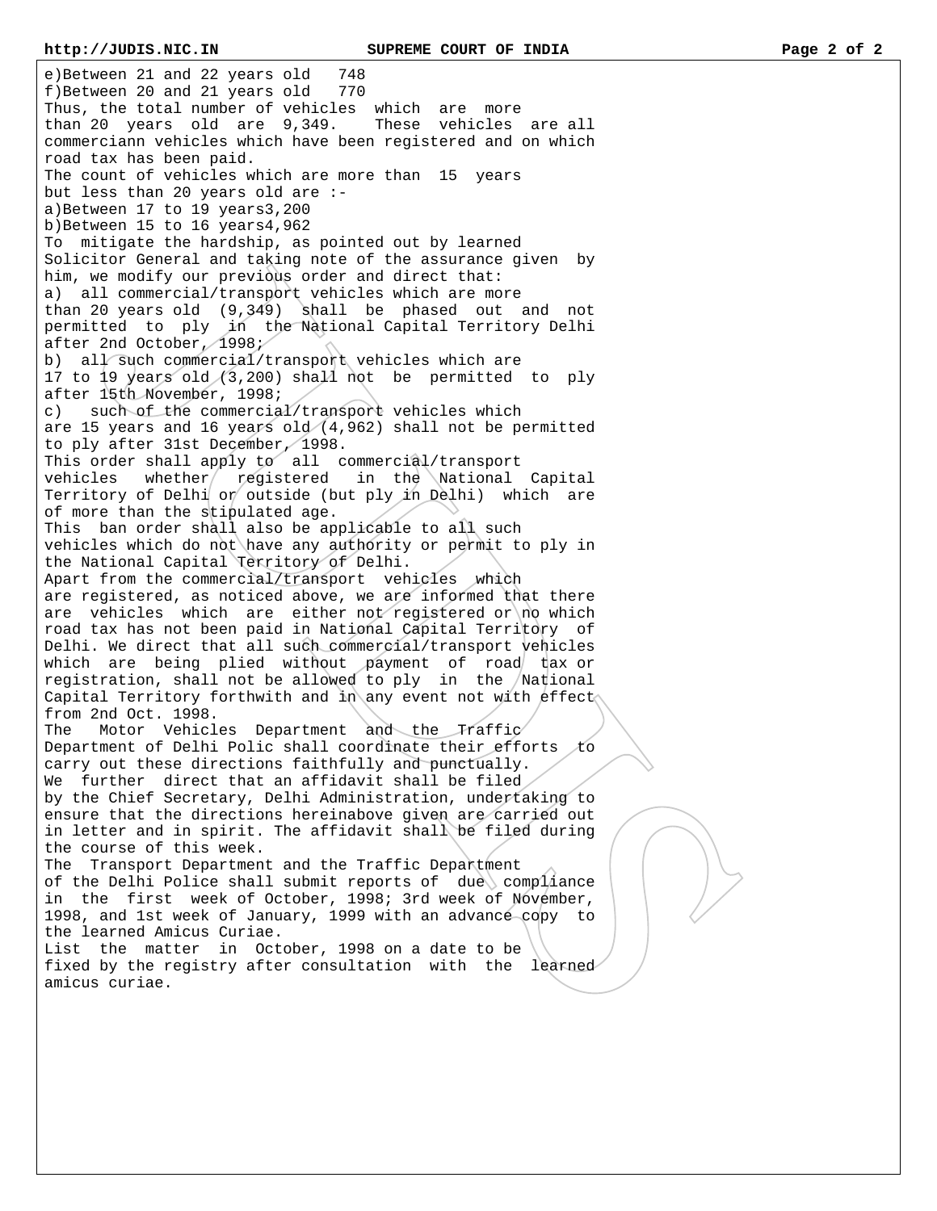e)Between 21 and 22 years old 748
f)Between 20 and 21 years old 770
Thus, the total number of vehicles which are more than 20 years old are 9,349. These vehicles are all commerciann vehicles which have been registered and on which road tax has been paid.
The count of vehicles which are more than 15 years but less than 20 years old are :-
a)Between 17 to 19 years3,200
b)Between 15 to 16 years4,962
To mitigate the hardship, as pointed out by learned Solicitor General and taking note of the assurance given by him, we modify our previous order and direct that:
a) all commercial/transport vehicles which are more than 20 years old (9,349) shall be phased out and not permitted to ply in the National Capital Territory Delhi after 2nd October, 1998;
b) all such commercial/transport vehicles which are 17 to 19 years old (3,200) shall not be permitted to ply after 15th November, 1998;
c) such of the commercial/transport vehicles which are 15 years and 16 years old (4,962) shall not be permitted to ply after 31st December, 1998.
This order shall apply to all commercial/transport vehicles whether registered in the National Capital Territory of Delhi or outside (but ply in Delhi) which are of more than the stipulated age.
This ban order shall also be applicable to all such vehicles which do not have any authority or permit to ply in the National Capital Territory of Delhi.
Apart from the commercial/transport vehicles which are registered, as noticed above, we are informed that there are vehicles which are either not registered or no which road tax has not been paid in National Capital Territory of Delhi. We direct that all such commercial/transport vehicles which are being plied without payment of road tax or registration, shall not be allowed to ply in the National Capital Territory forthwith and in any event not with effect from 2nd Oct. 1998.
The Motor Vehicles Department and the Traffic Department of Delhi Polic shall coordinate their efforts to carry out these directions faithfully and punctually.
We further direct that an affidavit shall be filed by the Chief Secretary, Delhi Administration, undertaking to ensure that the directions hereinabove given are carried out in letter and in spirit. The affidavit shall be filed during the course of this week.
The Transport Department and the Traffic Department of the Delhi Police shall submit reports of due compliance in the first week of October, 1998; 3rd week of November, 1998, and 1st week of January, 1999 with an advance copy to the learned Amicus Curiae.
List the matter in October, 1998 on a date to be fixed by the registry after consultation with the learned amicus curiae.